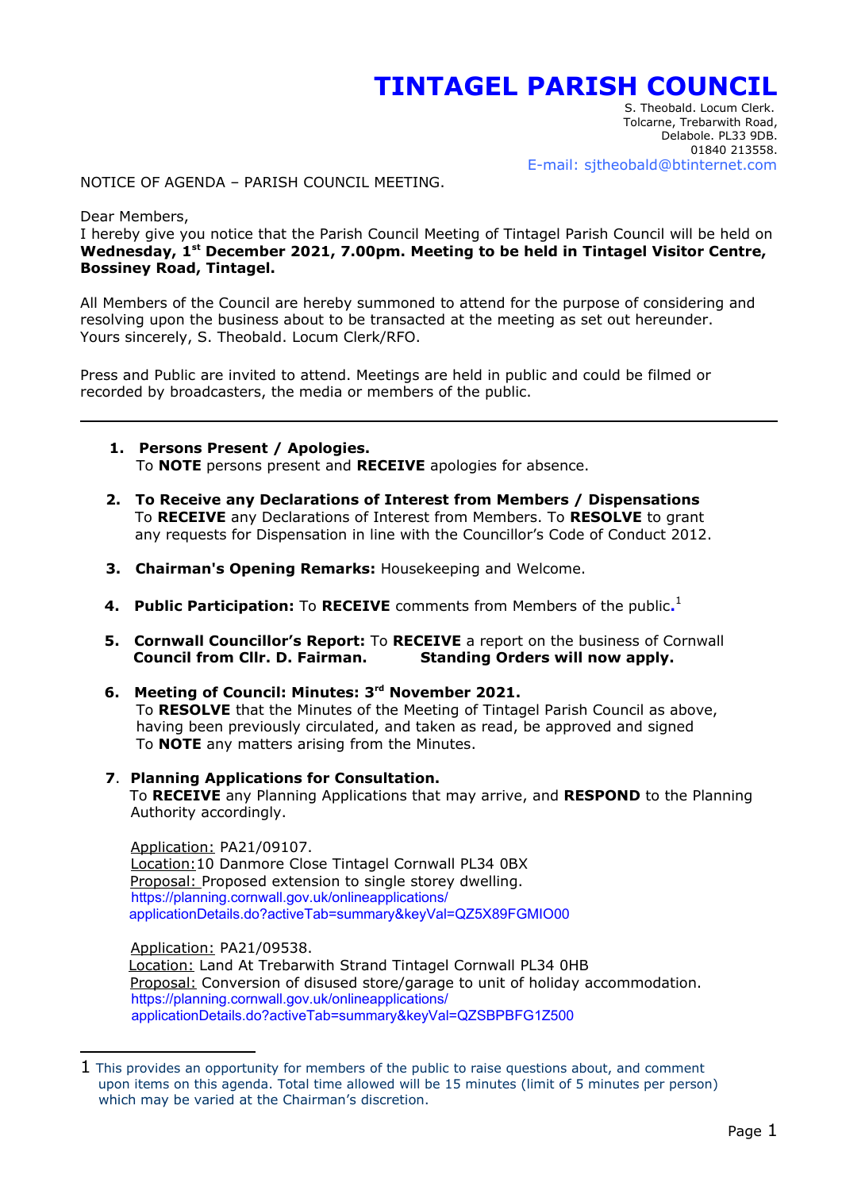# TINTAGEL PARISH COUNCIL

S. Theobald. Locum Clerk.
Tolcarne, Trebarwith Road,
Delabole. PL33 9DB.
01840 213558.
E-mail: sjtheobald@btinternet.com

NOTICE OF AGENDA – PARISH COUNCIL MEETING.

Dear Members,
I hereby give you notice that the Parish Council Meeting of Tintagel Parish Council will be held on **Wednesday, 1st December 2021, 7.00pm. Meeting to be held in Tintagel Visitor Centre, Bossiney Road, Tintagel.**

All Members of the Council are hereby summoned to attend for the purpose of considering and resolving upon the business about to be transacted at the meeting as set out hereunder.
Yours sincerely, S. Theobald. Locum Clerk/RFO.

Press and Public are invited to attend. Meetings are held in public and could be filmed or recorded by broadcasters, the media or members of the public.

---

1. **Persons Present / Apologies.**
   To **NOTE** persons present and **RECEIVE** apologies for absence.

2. **To Receive any Declarations of Interest from Members / Dispensations**
   To **RECEIVE** any Declarations of Interest from Members. To **RESOLVE** to grant any requests for Dispensation in line with the Councillor's Code of Conduct 2012.

3. **Chairman's Opening Remarks:** Housekeeping and Welcome.

4. **Public Participation:** To **RECEIVE** comments from Members of the public.[1]

5. **Cornwall Councillor's Report:** To **RECEIVE** a report on the business of Cornwall Council from Cllr. D. Fairman. **Standing Orders will now apply.**

6. **Meeting of Council: Minutes: 3rd November 2021.**
   To **RESOLVE** that the Minutes of the Meeting of Tintagel Parish Council as above, having been previously circulated, and taken as read, be approved and signed
   To **NOTE** any matters arising from the Minutes.

7. **Planning Applications for Consultation.**
   To **RECEIVE** any Planning Applications that may arrive, and **RESPOND** to the Planning Authority accordingly.

   Application: PA21/09107.
   Location: 10 Danmore Close Tintagel Cornwall PL34 0BX
   Proposal: Proposed extension to single storey dwelling.
   https://planning.cornwall.gov.uk/onlineapplications/applicationDetails.do?activeTab=summary&keyVal=QZ5X89FGMIO00

   Application: PA21/09538.
   Location: Land At Trebarwith Strand Tintagel Cornwall PL34 0HB
   Proposal: Conversion of disused store/garage to unit of holiday accommodation.
   https://planning.cornwall.gov.uk/onlineapplications/applicationDetails.do?activeTab=summary&keyVal=QZSBPBFG1Z500

---

[1] This provides an opportunity for members of the public to raise questions about, and comment upon items on this agenda. Total time allowed will be 15 minutes (limit of 5 minutes per person) which may be varied at the Chairman's discretion.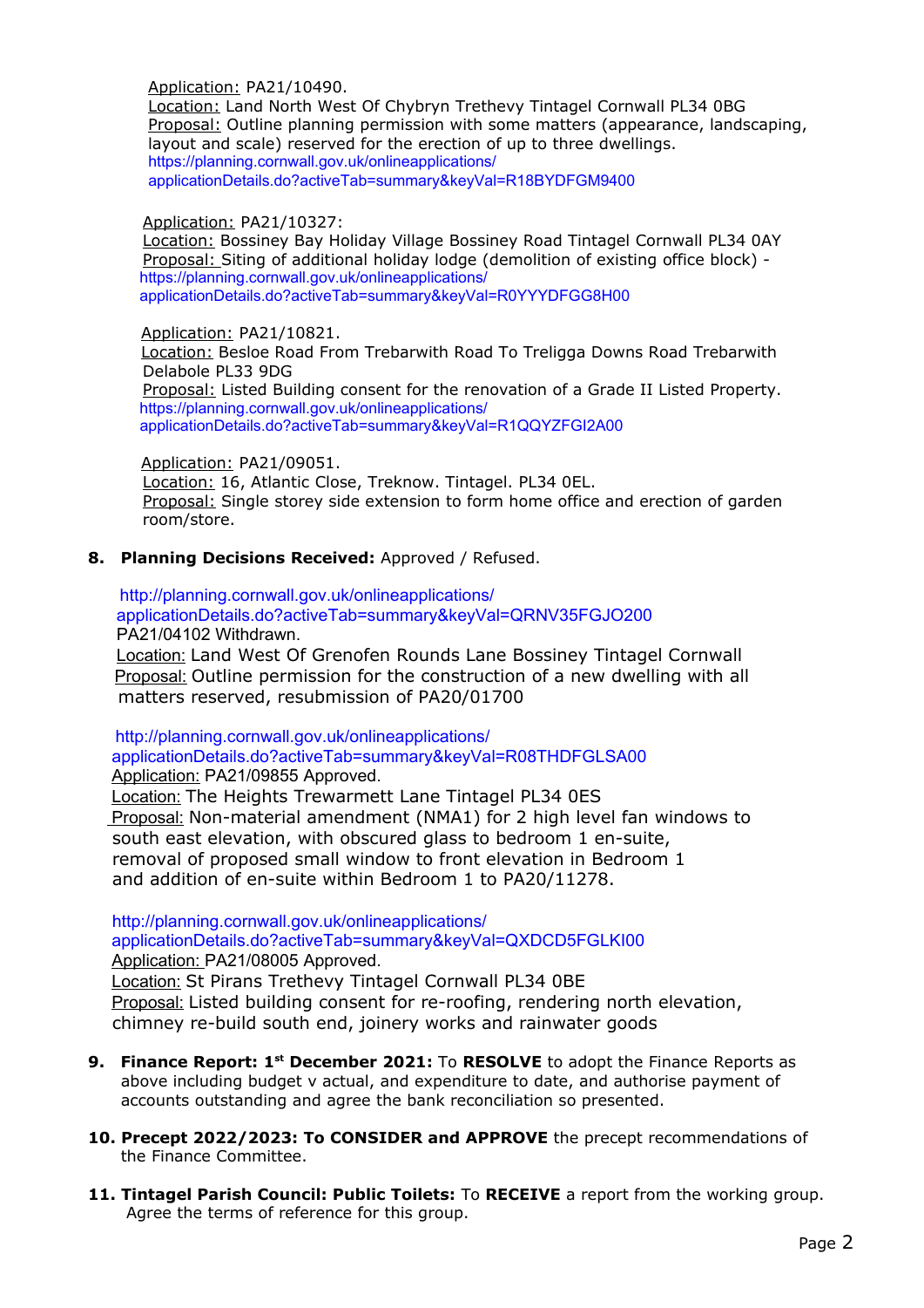Application: PA21/10490.
Location: Land North West Of Chybryn Trethevy Tintagel Cornwall PL34 0BG
Proposal: Outline planning permission with some matters (appearance, landscaping, layout and scale) reserved for the erection of up to three dwellings.
https://planning.cornwall.gov.uk/onlineapplications/applicationDetails.do?activeTab=summary&keyVal=R18BYDFGM9400

Application: PA21/10327:
Location: Bossiney Bay Holiday Village Bossiney Road Tintagel Cornwall PL34 0AY
Proposal: Siting of additional holiday lodge (demolition of existing office block) - https://planning.cornwall.gov.uk/onlineapplications/applicationDetails.do?activeTab=summary&keyVal=R0YYYDFGG8H00

Application: PA21/10821.
Location: Besloe Road From Trebarwith Road To Treligga Downs Road Trebarwith Delabole PL33 9DG
Proposal: Listed Building consent for the renovation of a Grade II Listed Property.
https://planning.cornwall.gov.uk/onlineapplications/applicationDetails.do?activeTab=summary&keyVal=R1QQYZFGI2A00

Application: PA21/09051.
Location: 16, Atlantic Close, Treknow. Tintagel. PL34 0EL.
Proposal: Single storey side extension to form home office and erection of garden room/store.

8. **Planning Decisions Received:** Approved / Refused.

http://planning.cornwall.gov.uk/onlineapplications/applicationDetails.do?activeTab=summary&keyVal=QRNV35FGJO200
PA21/04102 Withdrawn.
Location: Land West Of Grenofen Rounds Lane Bossiney Tintagel Cornwall
Proposal: Outline permission for the construction of a new dwelling with all matters reserved, resubmission of PA20/01700

http://planning.cornwall.gov.uk/onlineapplications/applicationDetails.do?activeTab=summary&keyVal=R08THDFGLSA00
Application: PA21/09855 Approved.
Location: The Heights Trewarmett Lane Tintagel PL34 0ES
Proposal: Non-material amendment (NMA1) for 2 high level fan windows to south east elevation, with obscured glass to bedroom 1 en-suite, removal of proposed small window to front elevation in Bedroom 1 and addition of en-suite within Bedroom 1 to PA20/11278.

http://planning.cornwall.gov.uk/onlineapplications/applicationDetails.do?activeTab=summary&keyVal=QXDCD5FGLKI00
Application: PA21/08005 Approved.
Location: St Pirans Trethevy Tintagel Cornwall PL34 0BE
Proposal: Listed building consent for re-roofing, rendering north elevation, chimney re-build south end, joinery works and rainwater goods

9. **Finance Report: 1st December 2021:** To **RESOLVE** to adopt the Finance Reports as above including budget v actual, and expenditure to date, and authorise payment of accounts outstanding and agree the bank reconciliation so presented.

10. **Precept 2022/2023: To CONSIDER and APPROVE** the precept recommendations of the Finance Committee.

11. **Tintagel Parish Council: Public Toilets:** To **RECEIVE** a report from the working group. Agree the terms of reference for this group.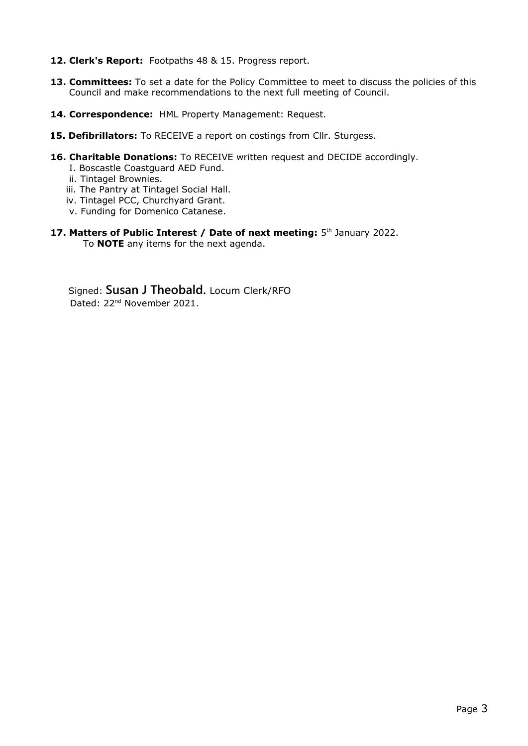**12. Clerk's Report:** Footpaths 48 & 15. Progress report.

**13. Committees:** To set a date for the Policy Committee to meet to discuss the policies of this Council and make recommendations to the next full meeting of Council.

**14. Correspondence:** HML Property Management: Request.

**15. Defibrillators:** To RECEIVE a report on costings from Cllr. Sturgess.

**16. Charitable Donations:** To RECEIVE written request and DECIDE accordingly.

I. Boscastle Coastguard AED Fund.
ii. Tintagel Brownies.
iii. The Pantry at Tintagel Social Hall.
iv. Tintagel PCC, Churchyard Grant.
v. Funding for Domenico Catanese.

**17. Matters of Public Interest / Date of next meeting:** 5th January 2022.
To **NOTE** any items for the next agenda.

Signed: **Susan J Theobald.** Locum Clerk/RFO
Dated: 22nd November 2021.